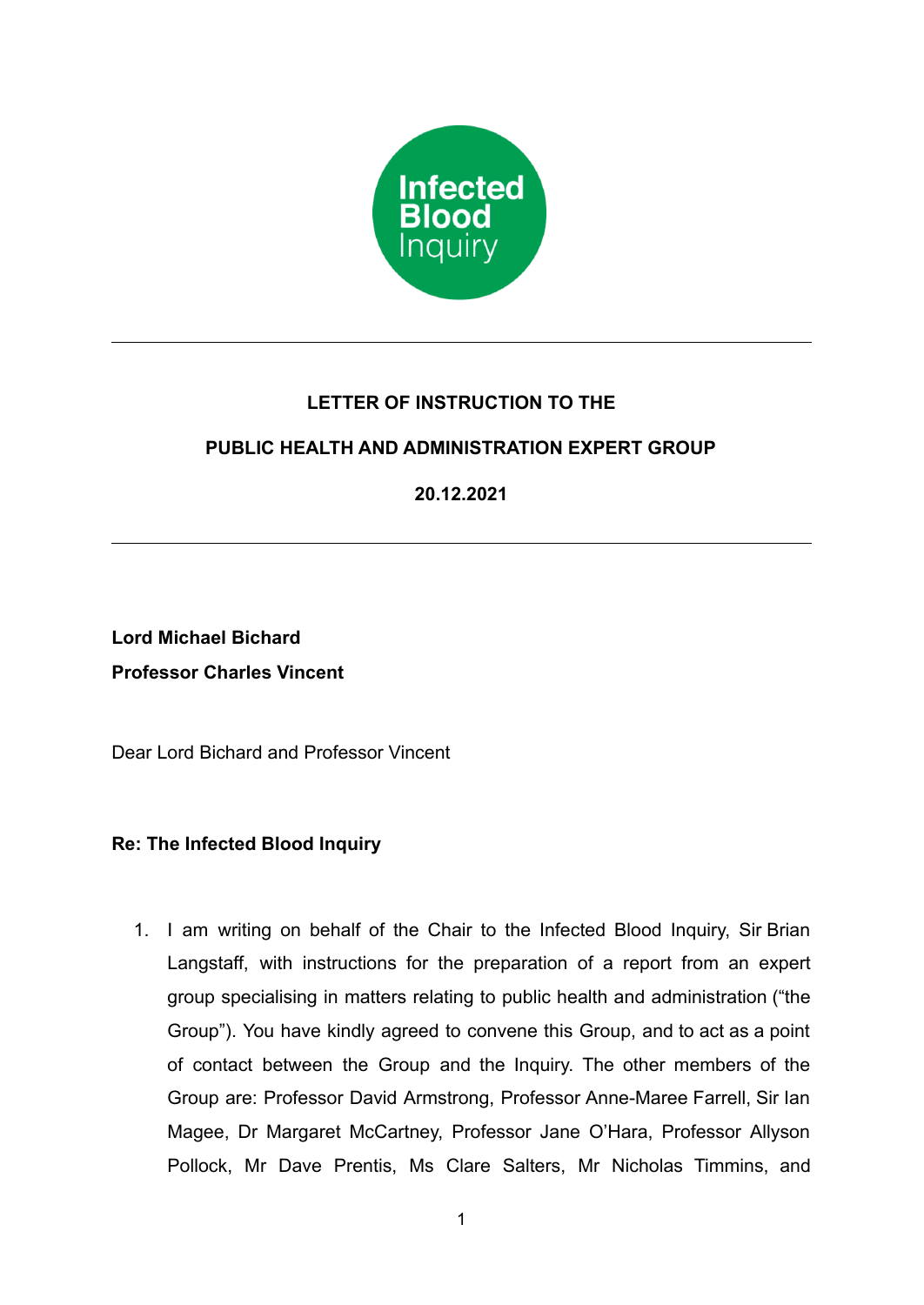Infected Blood Inquiry

---

**LETTER OF INSTRUCTION TO THE**

**PUBLIC HEALTH AND ADMINISTRATION EXPERT GROUP**

**20.12.2021**

---

**Lord Michael Bichard**
**Professor Charles Vincent**

Dear Lord Bichard and Professor Vincent

**Re: The Infected Blood Inquiry**

1. I am writing on behalf of the Chair to the Infected Blood Inquiry, Sir Brian Langstaff, with instructions for the preparation of a report from an expert group specialising in matters relating to public health and administration ("the Group"). You have kindly agreed to convene this Group, and to act as a point of contact between the Group and the Inquiry. The other members of the Group are: Professor David Armstrong, Professor Anne-Maree Farrell, Sir Ian Magee, Dr Margaret McCartney, Professor Jane O'Hara, Professor Allyson Pollock, Mr Dave Prentis, Ms Clare Salters, Mr Nicholas Timmins, and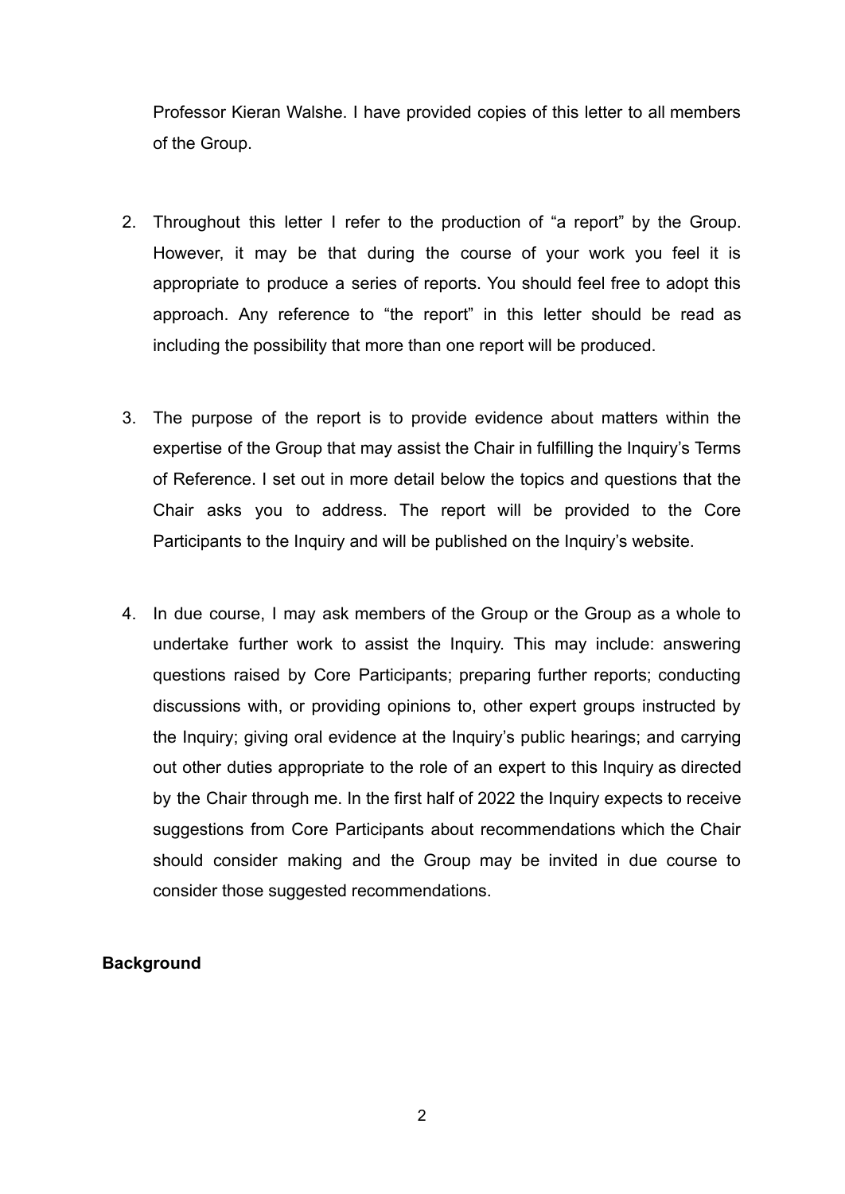Professor Kieran Walshe. I have provided copies of this letter to all members of the Group.

2. Throughout this letter I refer to the production of "a report" by the Group. However, it may be that during the course of your work you feel it is appropriate to produce a series of reports. You should feel free to adopt this approach. Any reference to "the report" in this letter should be read as including the possibility that more than one report will be produced.

3. The purpose of the report is to provide evidence about matters within the expertise of the Group that may assist the Chair in fulfilling the Inquiry's Terms of Reference. I set out in more detail below the topics and questions that the Chair asks you to address. The report will be provided to the Core Participants to the Inquiry and will be published on the Inquiry's website.

4. In due course, I may ask members of the Group or the Group as a whole to undertake further work to assist the Inquiry. This may include: answering questions raised by Core Participants; preparing further reports; conducting discussions with, or providing opinions to, other expert groups instructed by the Inquiry; giving oral evidence at the Inquiry's public hearings; and carrying out other duties appropriate to the role of an expert to this Inquiry as directed by the Chair through me. In the first half of 2022 the Inquiry expects to receive suggestions from Core Participants about recommendations which the Chair should consider making and the Group may be invited in due course to consider those suggested recommendations.

**Background**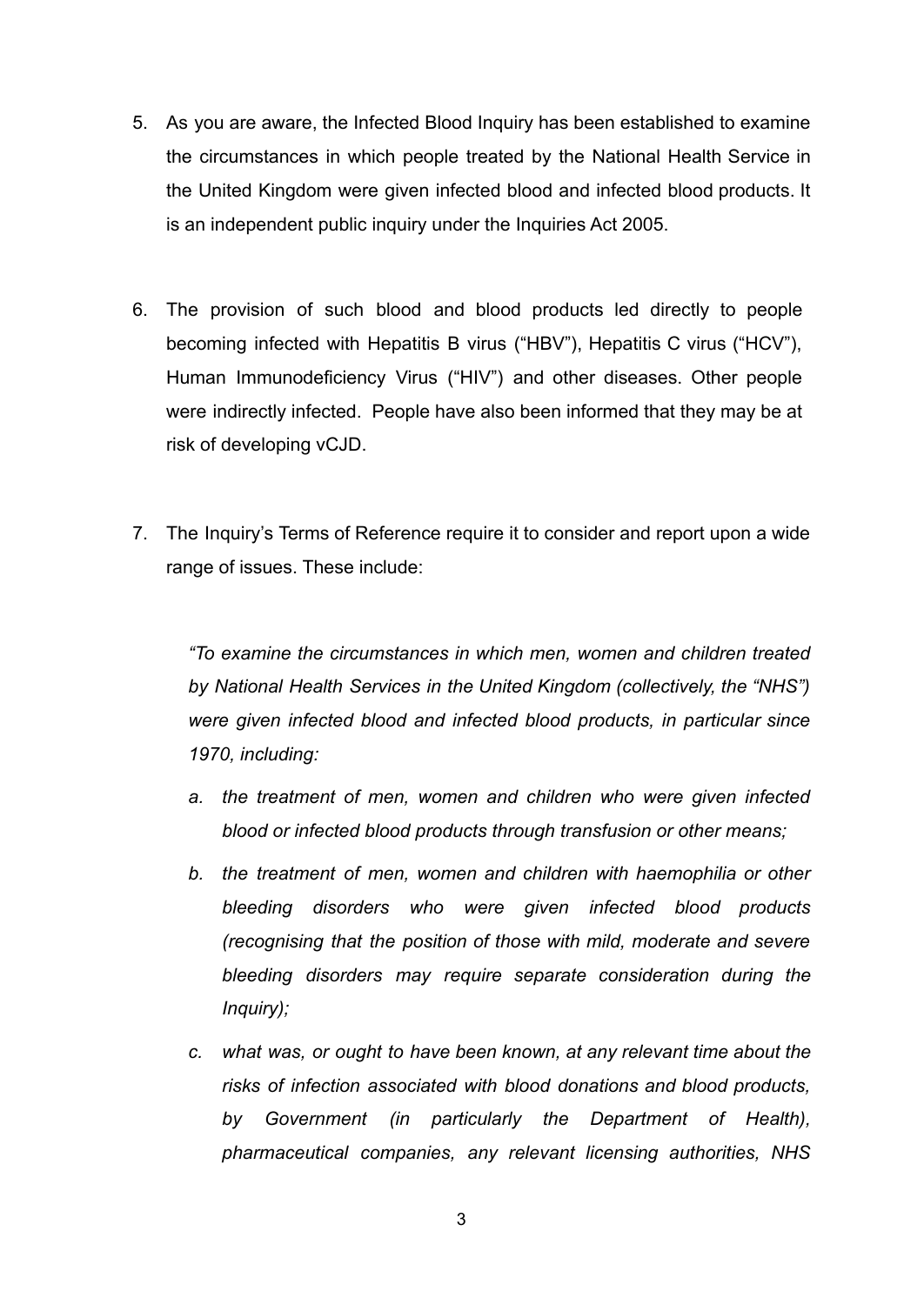5. As you are aware, the Infected Blood Inquiry has been established to examine the circumstances in which people treated by the National Health Service in the United Kingdom were given infected blood and infected blood products. It is an independent public inquiry under the Inquiries Act 2005.

6. The provision of such blood and blood products led directly to people becoming infected with Hepatitis B virus ("HBV"), Hepatitis C virus ("HCV"), Human Immunodeficiency Virus ("HIV") and other diseases. Other people were indirectly infected. People have also been informed that they may be at risk of developing vCJD.

7. The Inquiry's Terms of Reference require it to consider and report upon a wide range of issues. These include:

   *"To examine the circumstances in which men, women and children treated by National Health Services in the United Kingdom (collectively, the "NHS") were given infected blood and infected blood products, in particular since 1970, including:*

   *a. the treatment of men, women and children who were given infected blood or infected blood products through transfusion or other means;*

   *b. the treatment of men, women and children with haemophilia or other bleeding disorders who were given infected blood products (recognising that the position of those with mild, moderate and severe bleeding disorders may require separate consideration during the Inquiry);*

   *c. what was, or ought to have been known, at any relevant time about the risks of infection associated with blood donations and blood products, by Government (in particularly the Department of Health), pharmaceutical companies, any relevant licensing authorities, NHS*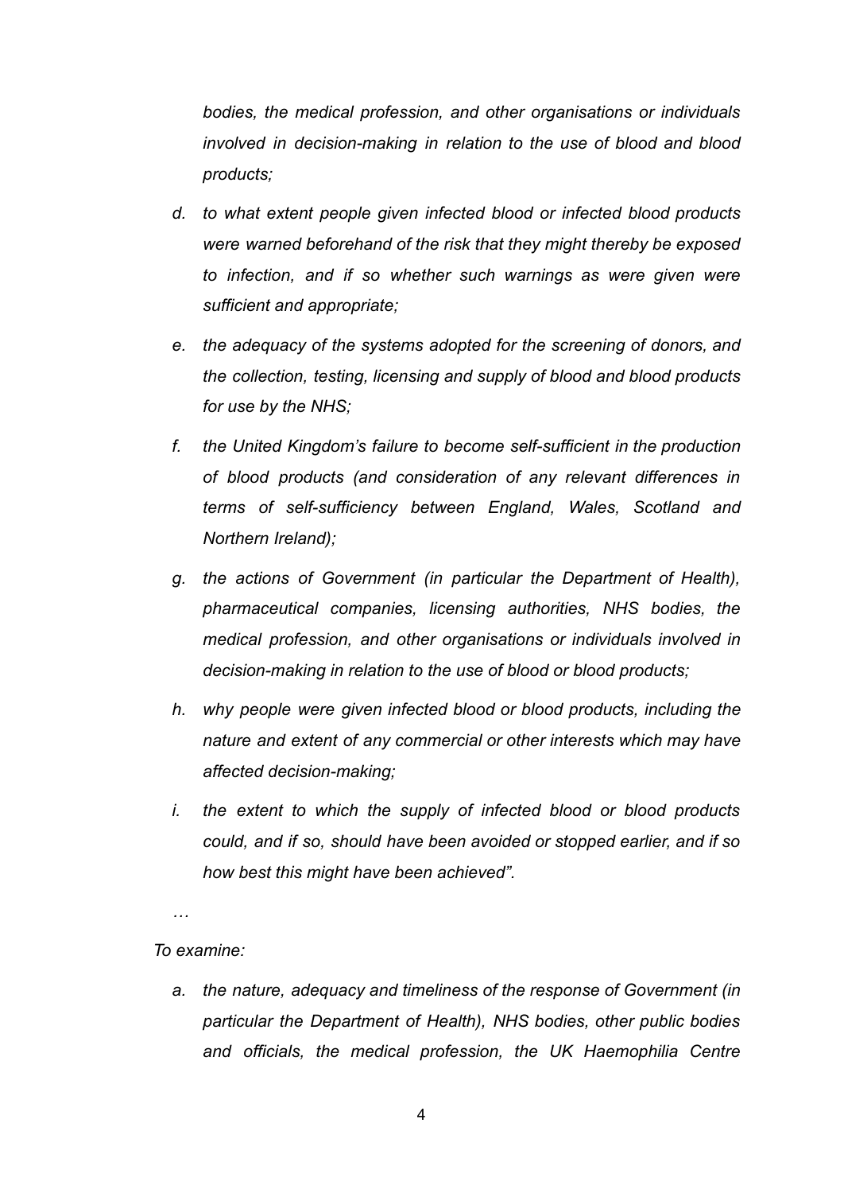*bodies, the medical profession, and other organisations or individuals involved in decision-making in relation to the use of blood and blood products;*

*d. to what extent people given infected blood or infected blood products were warned beforehand of the risk that they might thereby be exposed to infection, and if so whether such warnings as were given were sufficient and appropriate;*

*e. the adequacy of the systems adopted for the screening of donors, and the collection, testing, licensing and supply of blood and blood products for use by the NHS;*

*f. the United Kingdom's failure to become self-sufficient in the production of blood products (and consideration of any relevant differences in terms of self-sufficiency between England, Wales, Scotland and Northern Ireland);*

*g. the actions of Government (in particular the Department of Health), pharmaceutical companies, licensing authorities, NHS bodies, the medical profession, and other organisations or individuals involved in decision-making in relation to the use of blood or blood products;*

*h. why people were given infected blood or blood products, including the nature and extent of any commercial or other interests which may have affected decision-making;*

*i. the extent to which the supply of infected blood or blood products could, and if so, should have been avoided or stopped earlier, and if so how best this might have been achieved".*

*…*

*To examine:*

*a. the nature, adequacy and timeliness of the response of Government (in particular the Department of Health), NHS bodies, other public bodies and officials, the medical profession, the UK Haemophilia Centre*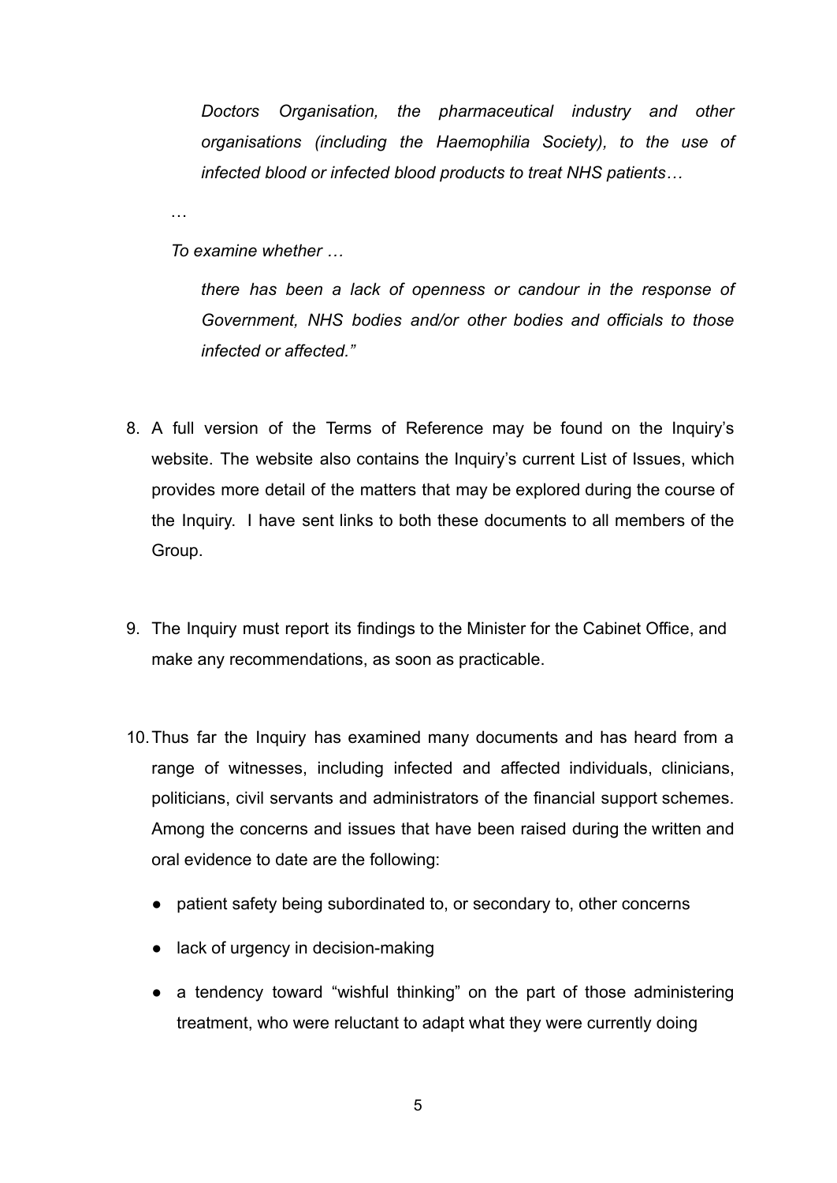> *Doctors Organisation, the pharmaceutical industry and other organisations (including the Haemophilia Society), to the use of infected blood or infected blood products to treat NHS patients…*
>
> …
>
> *To examine whether …*
>
> > *there has been a lack of openness or candour in the response of Government, NHS bodies and/or other bodies and officials to those infected or affected."*

8. A full version of the Terms of Reference may be found on the Inquiry's website. The website also contains the Inquiry's current List of Issues, which provides more detail of the matters that may be explored during the course of the Inquiry. I have sent links to both these documents to all members of the Group.

9. The Inquiry must report its findings to the Minister for the Cabinet Office, and make any recommendations, as soon as practicable.

10. Thus far the Inquiry has examined many documents and has heard from a range of witnesses, including infected and affected individuals, clinicians, politicians, civil servants and administrators of the financial support schemes. Among the concerns and issues that have been raised during the written and oral evidence to date are the following:

    - patient safety being subordinated to, or secondary to, other concerns
    - lack of urgency in decision-making
    - a tendency toward "wishful thinking" on the part of those administering treatment, who were reluctant to adapt what they were currently doing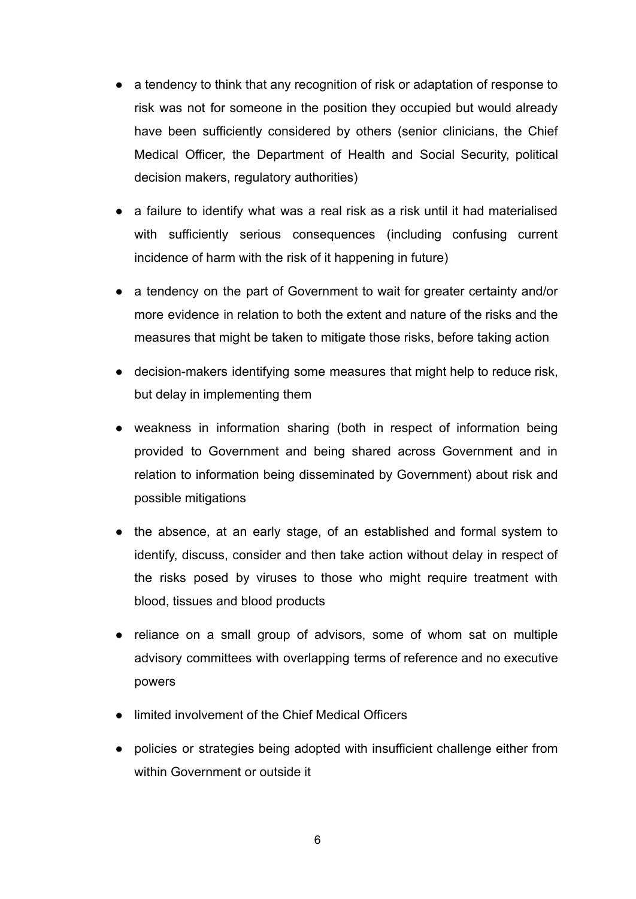- a tendency to think that any recognition of risk or adaptation of response to risk was not for someone in the position they occupied but would already have been sufficiently considered by others (senior clinicians, the Chief Medical Officer, the Department of Health and Social Security, political decision makers, regulatory authorities)
- a failure to identify what was a real risk as a risk until it had materialised with sufficiently serious consequences (including confusing current incidence of harm with the risk of it happening in future)
- a tendency on the part of Government to wait for greater certainty and/or more evidence in relation to both the extent and nature of the risks and the measures that might be taken to mitigate those risks, before taking action
- decision-makers identifying some measures that might help to reduce risk, but delay in implementing them
- weakness in information sharing (both in respect of information being provided to Government and being shared across Government and in relation to information being disseminated by Government) about risk and possible mitigations
- the absence, at an early stage, of an established and formal system to identify, discuss, consider and then take action without delay in respect of the risks posed by viruses to those who might require treatment with blood, tissues and blood products
- reliance on a small group of advisors, some of whom sat on multiple advisory committees with overlapping terms of reference and no executive powers
- limited involvement of the Chief Medical Officers
- policies or strategies being adopted with insufficient challenge either from within Government or outside it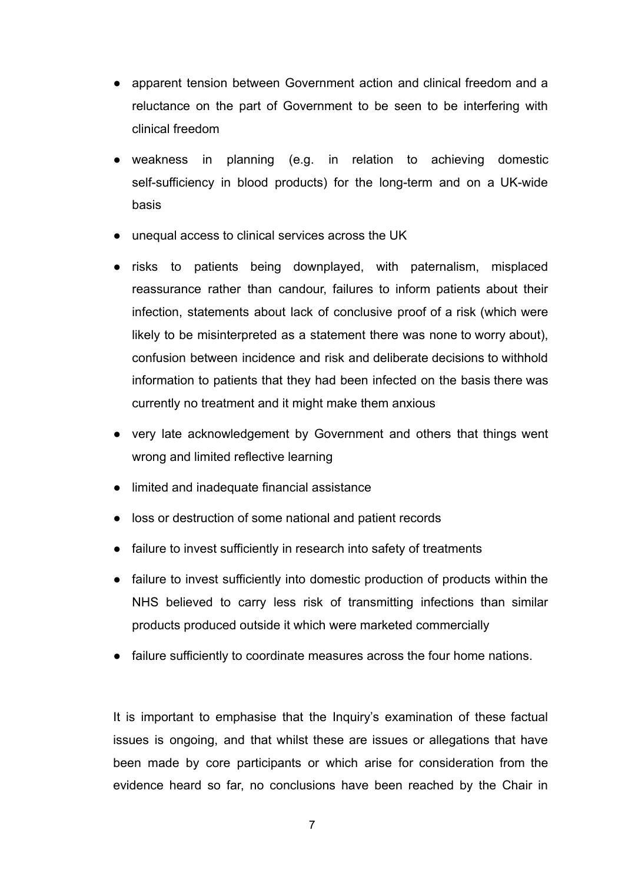- apparent tension between Government action and clinical freedom and a reluctance on the part of Government to be seen to be interfering with clinical freedom
- weakness in planning (e.g. in relation to achieving domestic self-sufficiency in blood products) for the long-term and on a UK-wide basis
- unequal access to clinical services across the UK
- risks to patients being downplayed, with paternalism, misplaced reassurance rather than candour, failures to inform patients about their infection, statements about lack of conclusive proof of a risk (which were likely to be misinterpreted as a statement there was none to worry about), confusion between incidence and risk and deliberate decisions to withhold information to patients that they had been infected on the basis there was currently no treatment and it might make them anxious
- very late acknowledgement by Government and others that things went wrong and limited reflective learning
- limited and inadequate financial assistance
- loss or destruction of some national and patient records
- failure to invest sufficiently in research into safety of treatments
- failure to invest sufficiently into domestic production of products within the NHS believed to carry less risk of transmitting infections than similar products produced outside it which were marketed commercially
- failure sufficiently to coordinate measures across the four home nations.

It is important to emphasise that the Inquiry's examination of these factual issues is ongoing, and that whilst these are issues or allegations that have been made by core participants or which arise for consideration from the evidence heard so far, no conclusions have been reached by the Chair in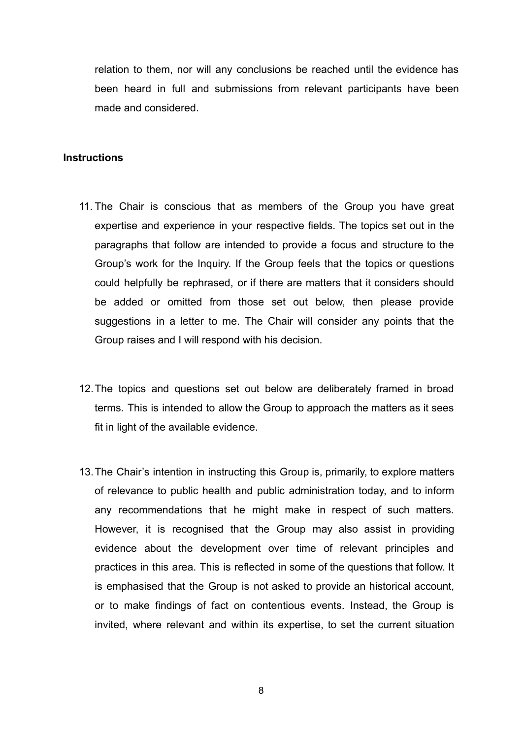relation to them, nor will any conclusions be reached until the evidence has been heard in full and submissions from relevant participants have been made and considered.

**Instructions**

11. The Chair is conscious that as members of the Group you have great expertise and experience in your respective fields. The topics set out in the paragraphs that follow are intended to provide a focus and structure to the Group's work for the Inquiry. If the Group feels that the topics or questions could helpfully be rephrased, or if there are matters that it considers should be added or omitted from those set out below, then please provide suggestions in a letter to me. The Chair will consider any points that the Group raises and I will respond with his decision.

12. The topics and questions set out below are deliberately framed in broad terms. This is intended to allow the Group to approach the matters as it sees fit in light of the available evidence.

13. The Chair's intention in instructing this Group is, primarily, to explore matters of relevance to public health and public administration today, and to inform any recommendations that he might make in respect of such matters. However, it is recognised that the Group may also assist in providing evidence about the development over time of relevant principles and practices in this area. This is reflected in some of the questions that follow. It is emphasised that the Group is not asked to provide an historical account, or to make findings of fact on contentious events. Instead, the Group is invited, where relevant and within its expertise, to set the current situation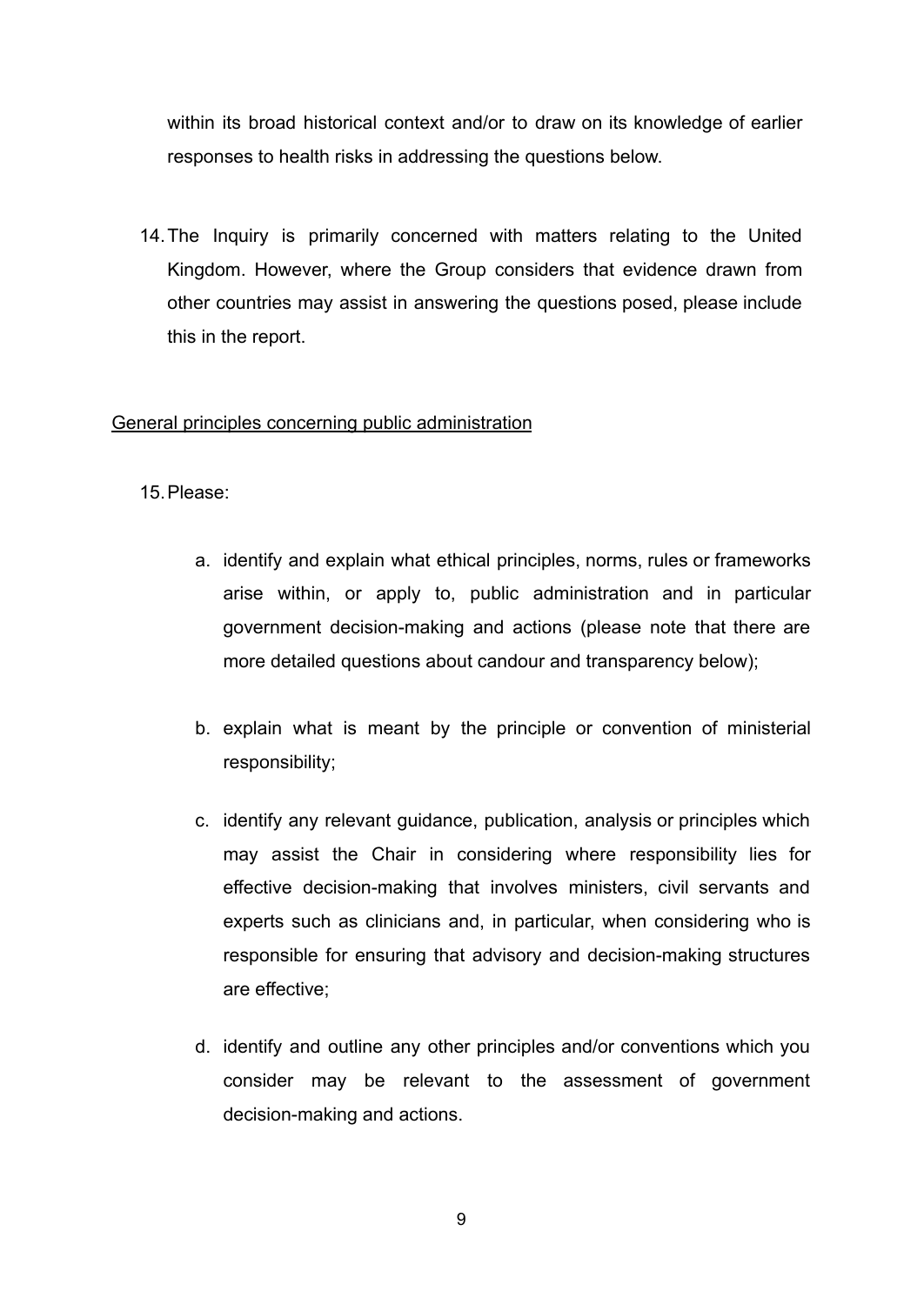within its broad historical context and/or to draw on its knowledge of earlier responses to health risks in addressing the questions below.

14. The Inquiry is primarily concerned with matters relating to the United Kingdom. However, where the Group considers that evidence drawn from other countries may assist in answering the questions posed, please include this in the report.

<u>General principles concerning public administration</u>

15. Please:

    a. identify and explain what ethical principles, norms, rules or frameworks arise within, or apply to, public administration and in particular government decision-making and actions (please note that there are more detailed questions about candour and transparency below);

    b. explain what is meant by the principle or convention of ministerial responsibility;

    c. identify any relevant guidance, publication, analysis or principles which may assist the Chair in considering where responsibility lies for effective decision-making that involves ministers, civil servants and experts such as clinicians and, in particular, when considering who is responsible for ensuring that advisory and decision-making structures are effective;

    d. identify and outline any other principles and/or conventions which you consider may be relevant to the assessment of government decision-making and actions.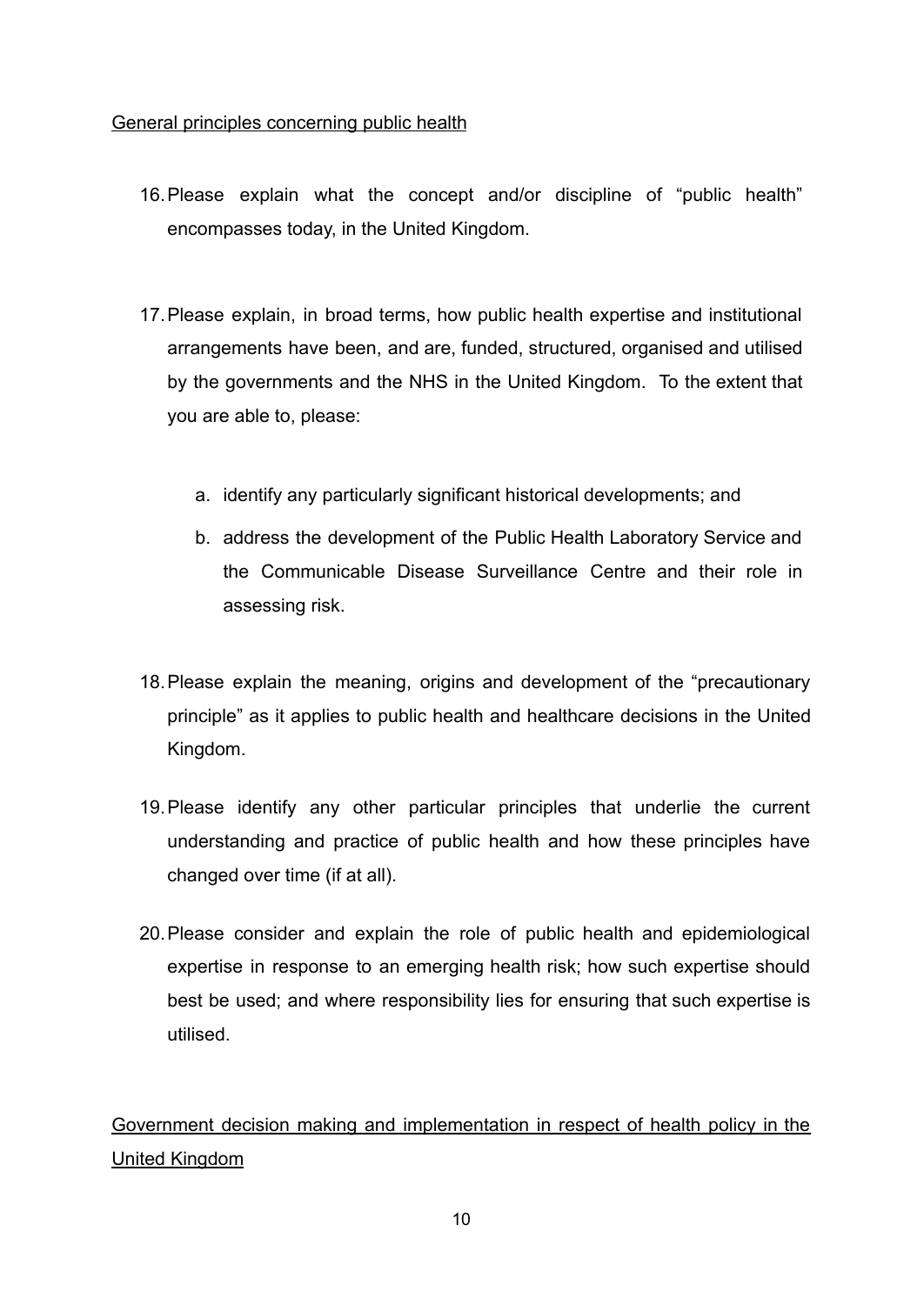General principles concerning public health

16. Please explain what the concept and/or discipline of "public health" encompasses today, in the United Kingdom.

17. Please explain, in broad terms, how public health expertise and institutional arrangements have been, and are, funded, structured, organised and utilised by the governments and the NHS in the United Kingdom. To the extent that you are able to, please:

    a. identify any particularly significant historical developments; and

    b. address the development of the Public Health Laboratory Service and the Communicable Disease Surveillance Centre and their role in assessing risk.

18. Please explain the meaning, origins and development of the "precautionary principle" as it applies to public health and healthcare decisions in the United Kingdom.

19. Please identify any other particular principles that underlie the current understanding and practice of public health and how these principles have changed over time (if at all).

20. Please consider and explain the role of public health and epidemiological expertise in response to an emerging health risk; how such expertise should best be used; and where responsibility lies for ensuring that such expertise is utilised.

Government decision making and implementation in respect of health policy in the United Kingdom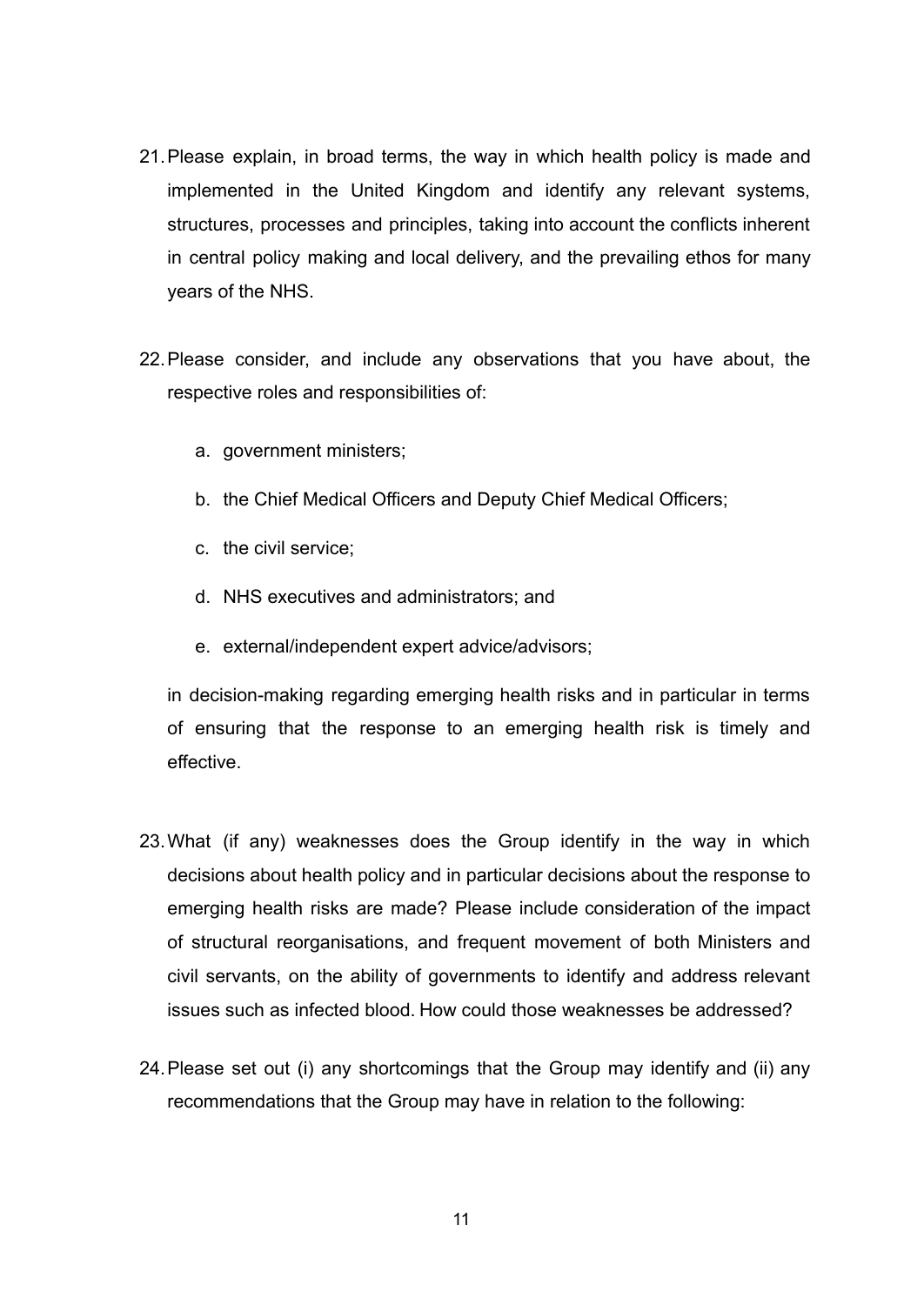21. Please explain, in broad terms, the way in which health policy is made and implemented in the United Kingdom and identify any relevant systems, structures, processes and principles, taking into account the conflicts inherent in central policy making and local delivery, and the prevailing ethos for many years of the NHS.

22. Please consider, and include any observations that you have about, the respective roles and responsibilities of:

    a. government ministers;

    b. the Chief Medical Officers and Deputy Chief Medical Officers;

    c. the civil service;

    d. NHS executives and administrators; and

    e. external/independent expert advice/advisors;

    in decision-making regarding emerging health risks and in particular in terms of ensuring that the response to an emerging health risk is timely and effective.

23. What (if any) weaknesses does the Group identify in the way in which decisions about health policy and in particular decisions about the response to emerging health risks are made? Please include consideration of the impact of structural reorganisations, and frequent movement of both Ministers and civil servants, on the ability of governments to identify and address relevant issues such as infected blood. How could those weaknesses be addressed?

24. Please set out (i) any shortcomings that the Group may identify and (ii) any recommendations that the Group may have in relation to the following: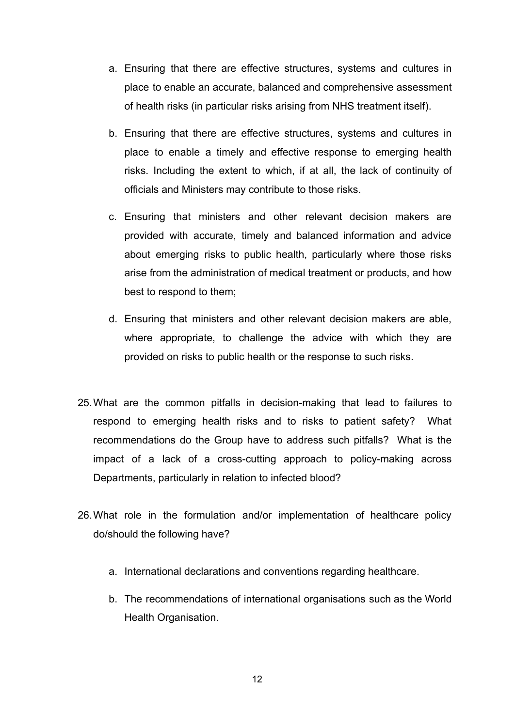a. Ensuring that there are effective structures, systems and cultures in place to enable an accurate, balanced and comprehensive assessment of health risks (in particular risks arising from NHS treatment itself).

b. Ensuring that there are effective structures, systems and cultures in place to enable a timely and effective response to emerging health risks. Including the extent to which, if at all, the lack of continuity of officials and Ministers may contribute to those risks.

c. Ensuring that ministers and other relevant decision makers are provided with accurate, timely and balanced information and advice about emerging risks to public health, particularly where those risks arise from the administration of medical treatment or products, and how best to respond to them;

d. Ensuring that ministers and other relevant decision makers are able, where appropriate, to challenge the advice with which they are provided on risks to public health or the response to such risks.

25. What are the common pitfalls in decision-making that lead to failures to respond to emerging health risks and to risks to patient safety? What recommendations do the Group have to address such pitfalls? What is the impact of a lack of a cross-cutting approach to policy-making across Departments, particularly in relation to infected blood?

26. What role in the formulation and/or implementation of healthcare policy do/should the following have?

    a. International declarations and conventions regarding healthcare.

    b. The recommendations of international organisations such as the World Health Organisation.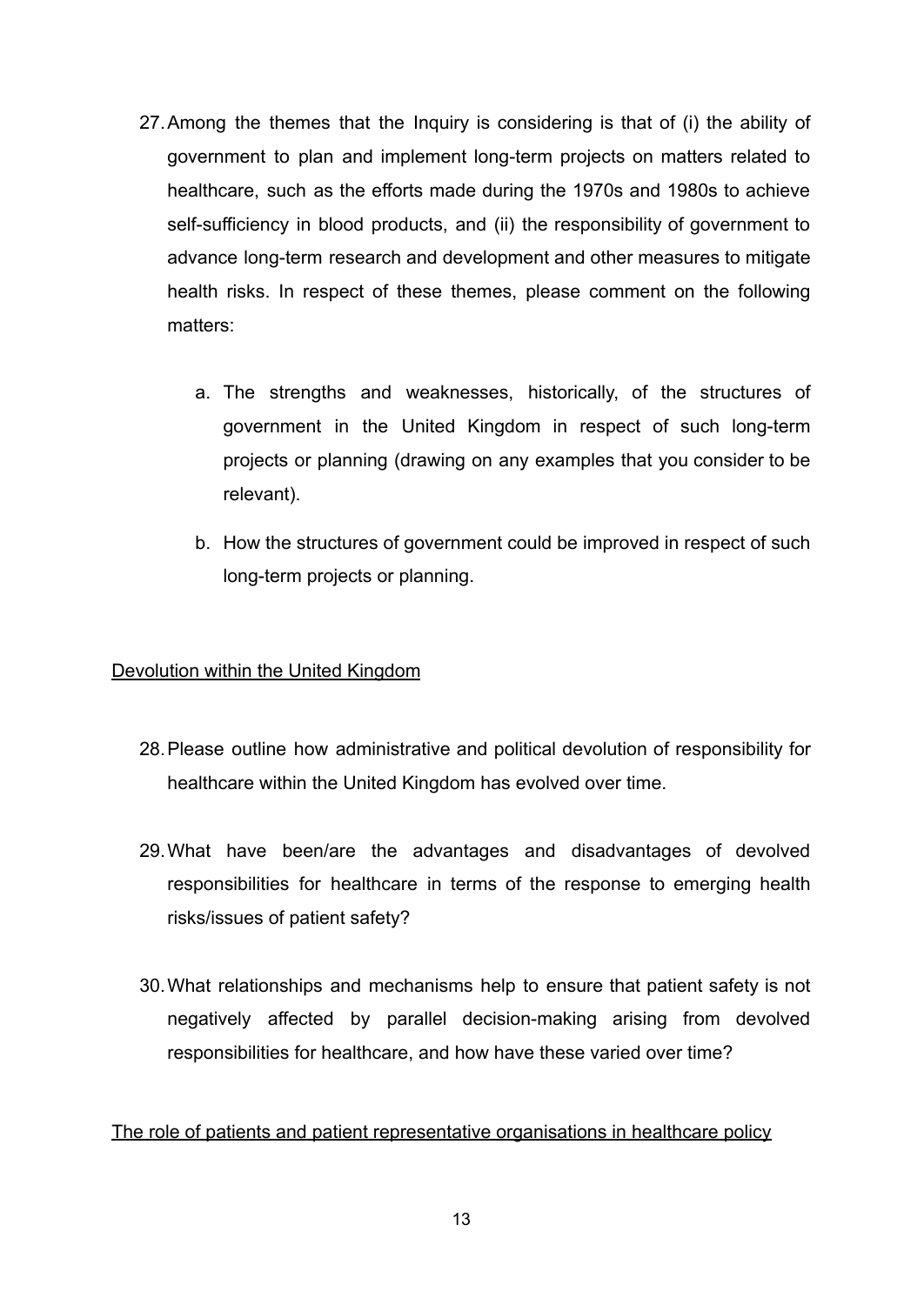27. Among the themes that the Inquiry is considering is that of (i) the ability of government to plan and implement long-term projects on matters related to healthcare, such as the efforts made during the 1970s and 1980s to achieve self-sufficiency in blood products, and (ii) the responsibility of government to advance long-term research and development and other measures to mitigate health risks. In respect of these themes, please comment on the following matters:

    a. The strengths and weaknesses, historically, of the structures of government in the United Kingdom in respect of such long-term projects or planning (drawing on any examples that you consider to be relevant).

    b. How the structures of government could be improved in respect of such long-term projects or planning.

<u>Devolution within the United Kingdom</u>

28. Please outline how administrative and political devolution of responsibility for healthcare within the United Kingdom has evolved over time.

29. What have been/are the advantages and disadvantages of devolved responsibilities for healthcare in terms of the response to emerging health risks/issues of patient safety?

30. What relationships and mechanisms help to ensure that patient safety is not negatively affected by parallel decision-making arising from devolved responsibilities for healthcare, and how have these varied over time?

<u>The role of patients and patient representative organisations in healthcare policy</u>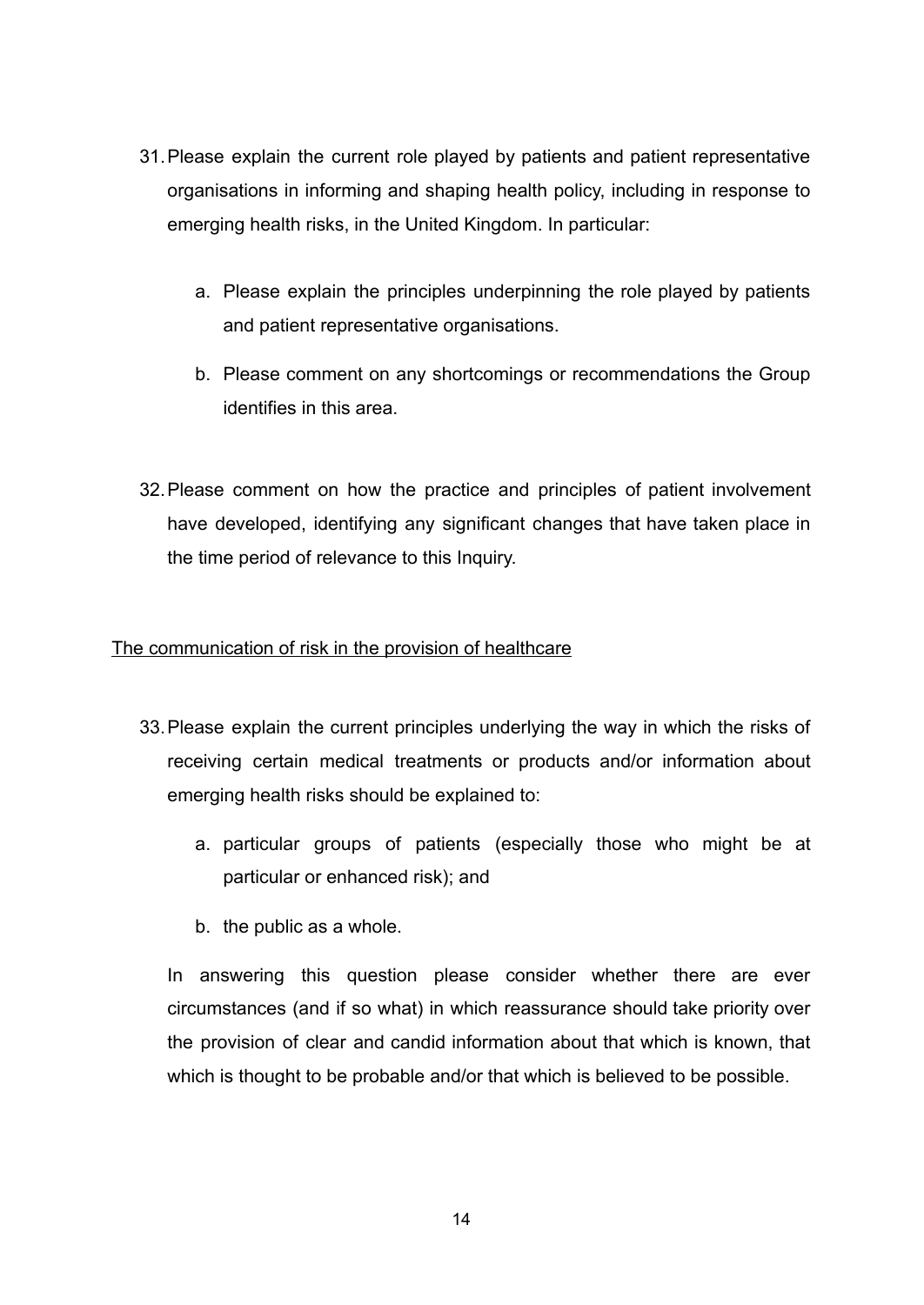31. Please explain the current role played by patients and patient representative organisations in informing and shaping health policy, including in response to emerging health risks, in the United Kingdom. In particular:

    a. Please explain the principles underpinning the role played by patients and patient representative organisations.

    b. Please comment on any shortcomings or recommendations the Group identifies in this area.

32. Please comment on how the practice and principles of patient involvement have developed, identifying any significant changes that have taken place in the time period of relevance to this Inquiry.

<u>The communication of risk in the provision of healthcare</u>

33. Please explain the current principles underlying the way in which the risks of receiving certain medical treatments or products and/or information about emerging health risks should be explained to:

    a. particular groups of patients (especially those who might be at particular or enhanced risk); and

    b. the public as a whole.

    In answering this question please consider whether there are ever circumstances (and if so what) in which reassurance should take priority over the provision of clear and candid information about that which is known, that which is thought to be probable and/or that which is believed to be possible.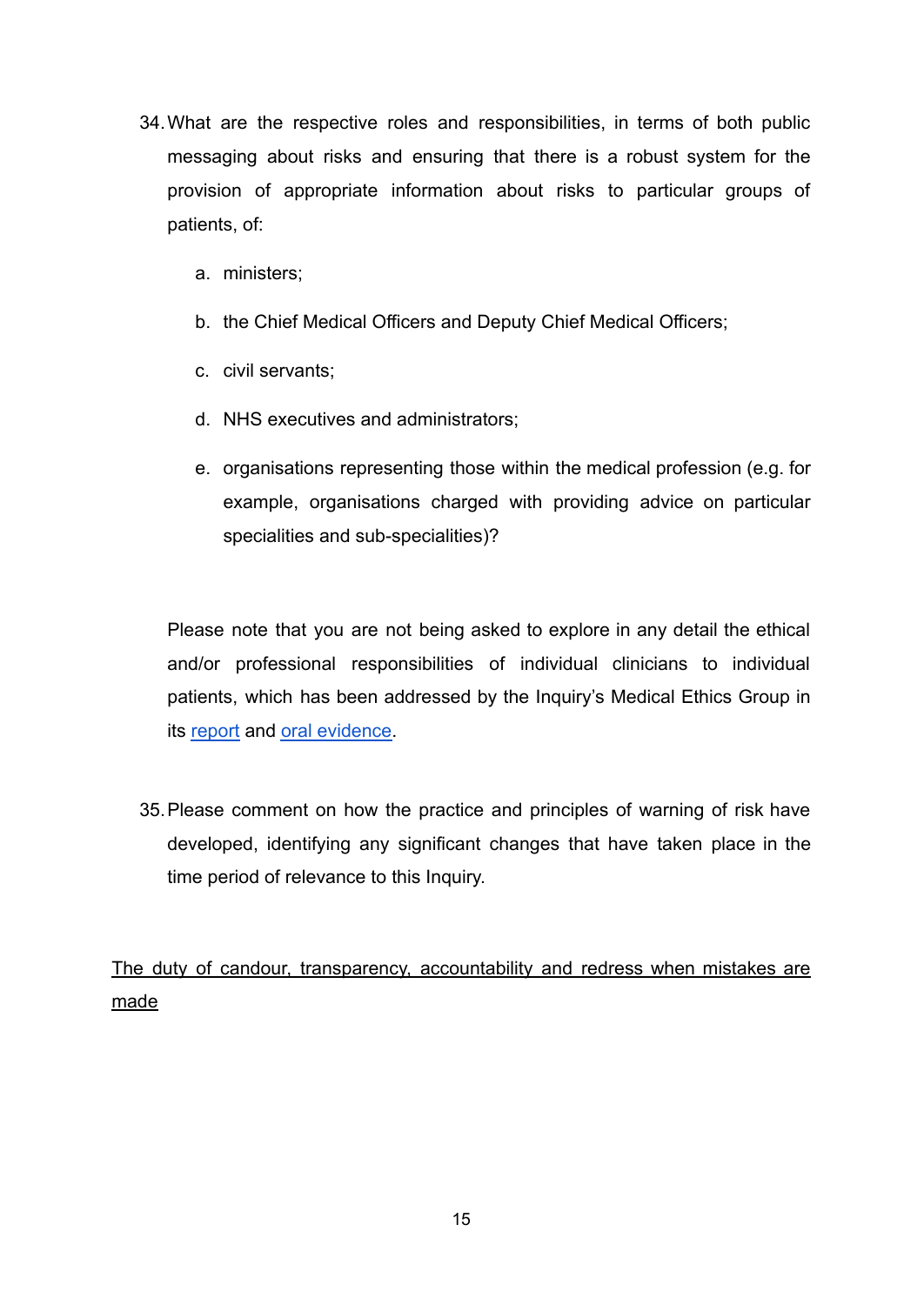34. What are the respective roles and responsibilities, in terms of both public messaging about risks and ensuring that there is a robust system for the provision of appropriate information about risks to particular groups of patients, of:

    a. ministers;

    b. the Chief Medical Officers and Deputy Chief Medical Officers;

    c. civil servants;

    d. NHS executives and administrators;

    e. organisations representing those within the medical profession (e.g. for example, organisations charged with providing advice on particular specialities and sub-specialities)?

    Please note that you are not being asked to explore in any detail the ethical and/or professional responsibilities of individual clinicians to individual patients, which has been addressed by the Inquiry's Medical Ethics Group in its report and oral evidence.

35. Please comment on how the practice and principles of warning of risk have developed, identifying any significant changes that have taken place in the time period of relevance to this Inquiry.

<u>The duty of candour, transparency, accountability and redress when mistakes are made</u>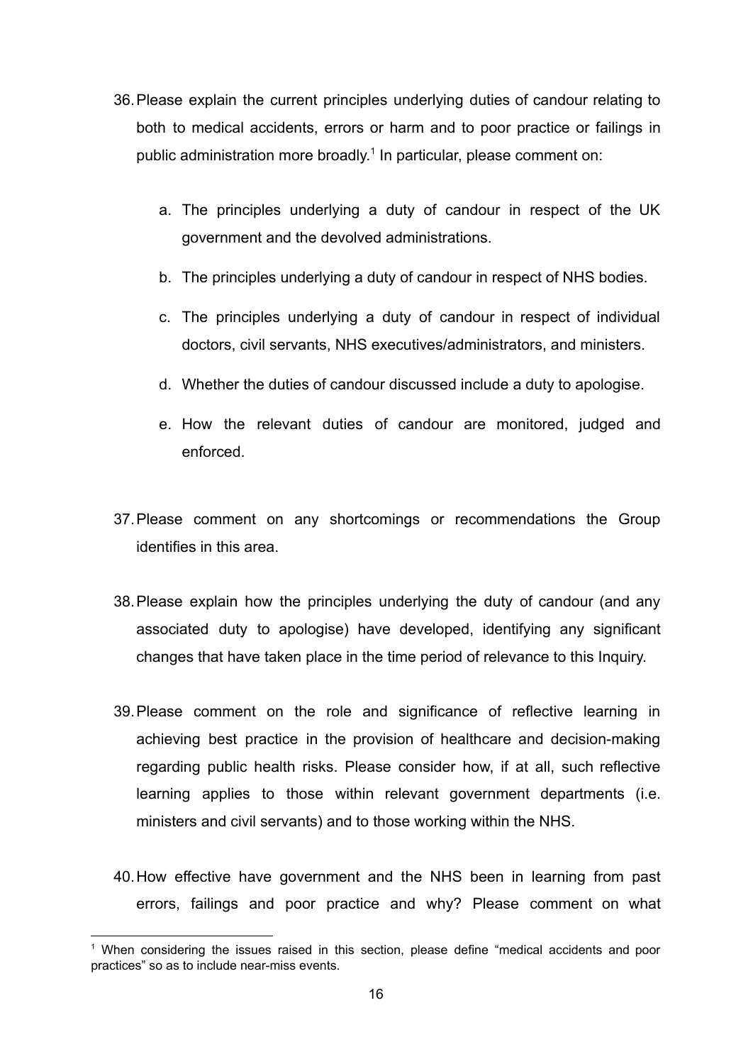36. Please explain the current principles underlying duties of candour relating to both to medical accidents, errors or harm and to poor practice or failings in public administration more broadly.[1] In particular, please comment on:

    a. The principles underlying a duty of candour in respect of the UK government and the devolved administrations.

    b. The principles underlying a duty of candour in respect of NHS bodies.

    c. The principles underlying a duty of candour in respect of individual doctors, civil servants, NHS executives/administrators, and ministers.

    d. Whether the duties of candour discussed include a duty to apologise.

    e. How the relevant duties of candour are monitored, judged and enforced.

37. Please comment on any shortcomings or recommendations the Group identifies in this area.

38. Please explain how the principles underlying the duty of candour (and any associated duty to apologise) have developed, identifying any significant changes that have taken place in the time period of relevance to this Inquiry.

39. Please comment on the role and significance of reflective learning in achieving best practice in the provision of healthcare and decision-making regarding public health risks. Please consider how, if at all, such reflective learning applies to those within relevant government departments (i.e. ministers and civil servants) and to those working within the NHS.

40. How effective have government and the NHS been in learning from past errors, failings and poor practice and why? Please comment on what

[1] When considering the issues raised in this section, please define "medical accidents and poor practices" so as to include near-miss events.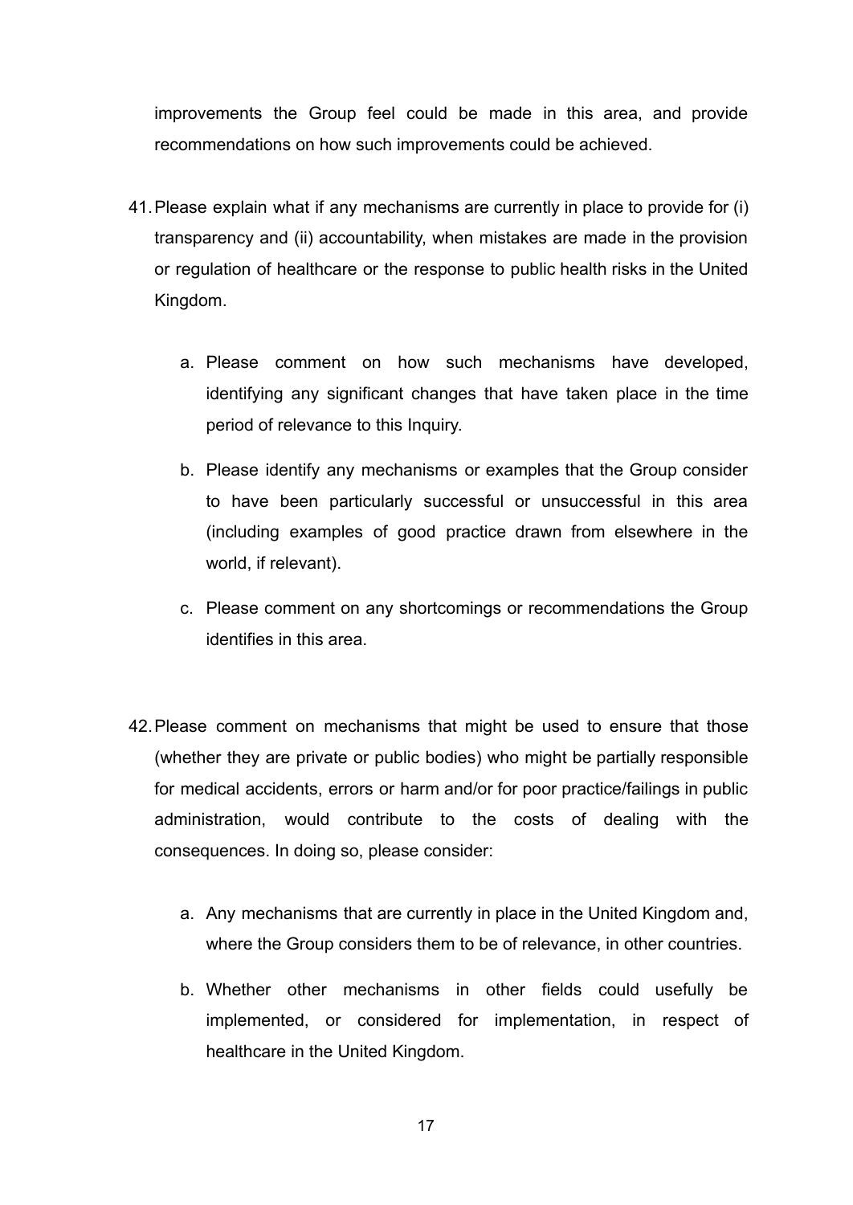improvements the Group feel could be made in this area, and provide recommendations on how such improvements could be achieved.

41. Please explain what if any mechanisms are currently in place to provide for (i) transparency and (ii) accountability, when mistakes are made in the provision or regulation of healthcare or the response to public health risks in the United Kingdom.

    a. Please comment on how such mechanisms have developed, identifying any significant changes that have taken place in the time period of relevance to this Inquiry.

    b. Please identify any mechanisms or examples that the Group consider to have been particularly successful or unsuccessful in this area (including examples of good practice drawn from elsewhere in the world, if relevant).

    c. Please comment on any shortcomings or recommendations the Group identifies in this area.

42. Please comment on mechanisms that might be used to ensure that those (whether they are private or public bodies) who might be partially responsible for medical accidents, errors or harm and/or for poor practice/failings in public administration, would contribute to the costs of dealing with the consequences. In doing so, please consider:

    a. Any mechanisms that are currently in place in the United Kingdom and, where the Group considers them to be of relevance, in other countries.

    b. Whether other mechanisms in other fields could usefully be implemented, or considered for implementation, in respect of healthcare in the United Kingdom.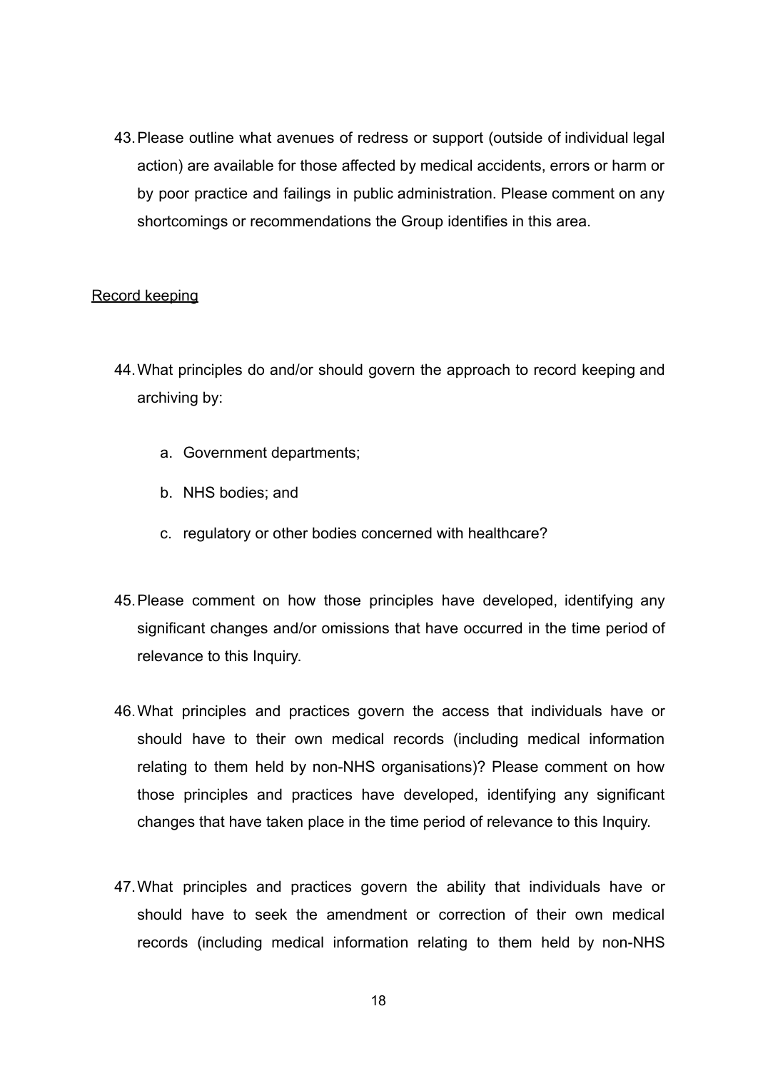43. Please outline what avenues of redress or support (outside of individual legal action) are available for those affected by medical accidents, errors or harm or by poor practice and failings in public administration. Please comment on any shortcomings or recommendations the Group identifies in this area.

<u>Record keeping</u>

44. What principles do and/or should govern the approach to record keeping and archiving by:

    a. Government departments;

    b. NHS bodies; and

    c. regulatory or other bodies concerned with healthcare?

45. Please comment on how those principles have developed, identifying any significant changes and/or omissions that have occurred in the time period of relevance to this Inquiry.

46. What principles and practices govern the access that individuals have or should have to their own medical records (including medical information relating to them held by non-NHS organisations)? Please comment on how those principles and practices have developed, identifying any significant changes that have taken place in the time period of relevance to this Inquiry.

47. What principles and practices govern the ability that individuals have or should have to seek the amendment or correction of their own medical records (including medical information relating to them held by non-NHS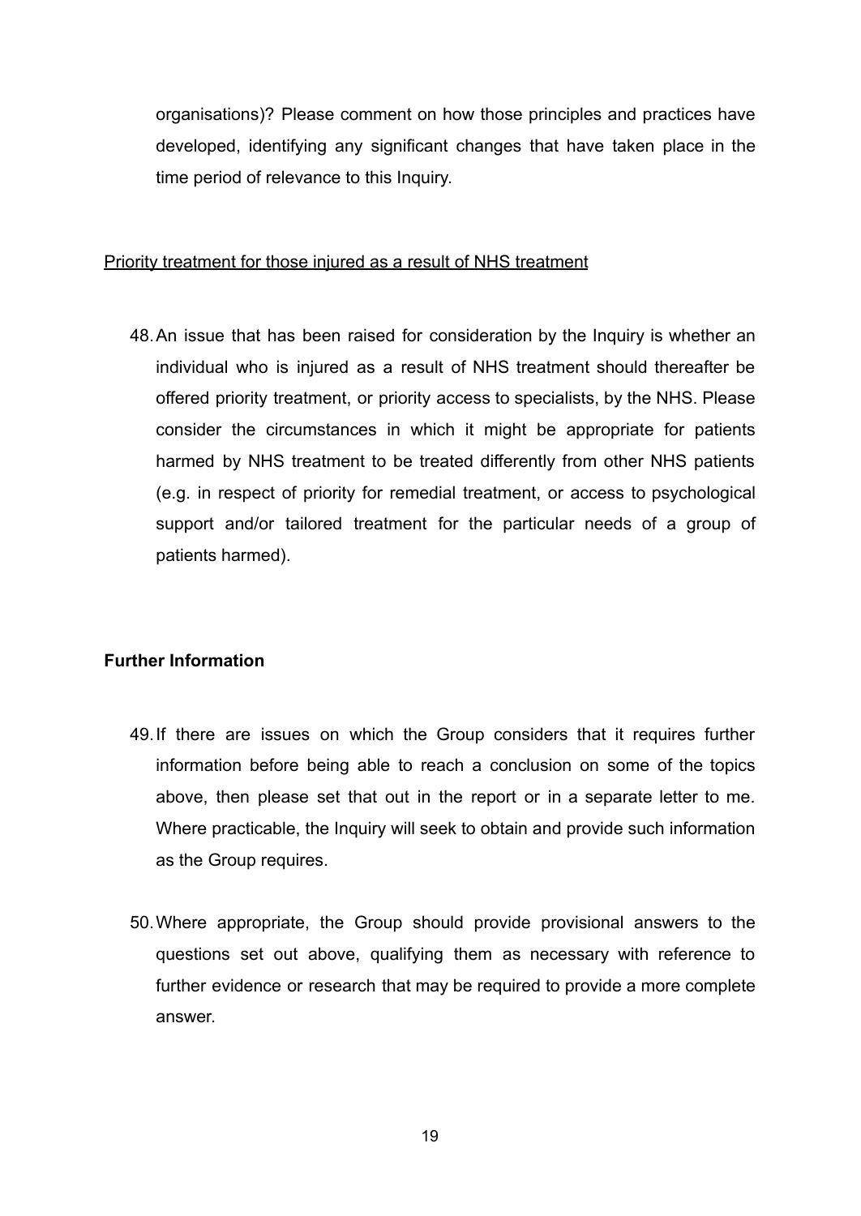organisations)? Please comment on how those principles and practices have developed, identifying any significant changes that have taken place in the time period of relevance to this Inquiry.

<u>Priority treatment for those injured as a result of NHS treatment</u>

48. An issue that has been raised for consideration by the Inquiry is whether an individual who is injured as a result of NHS treatment should thereafter be offered priority treatment, or priority access to specialists, by the NHS. Please consider the circumstances in which it might be appropriate for patients harmed by NHS treatment to be treated differently from other NHS patients (e.g. in respect of priority for remedial treatment, or access to psychological support and/or tailored treatment for the particular needs of a group of patients harmed).

**Further Information**

49. If there are issues on which the Group considers that it requires further information before being able to reach a conclusion on some of the topics above, then please set that out in the report or in a separate letter to me. Where practicable, the Inquiry will seek to obtain and provide such information as the Group requires.

50. Where appropriate, the Group should provide provisional answers to the questions set out above, qualifying them as necessary with reference to further evidence or research that may be required to provide a more complete answer.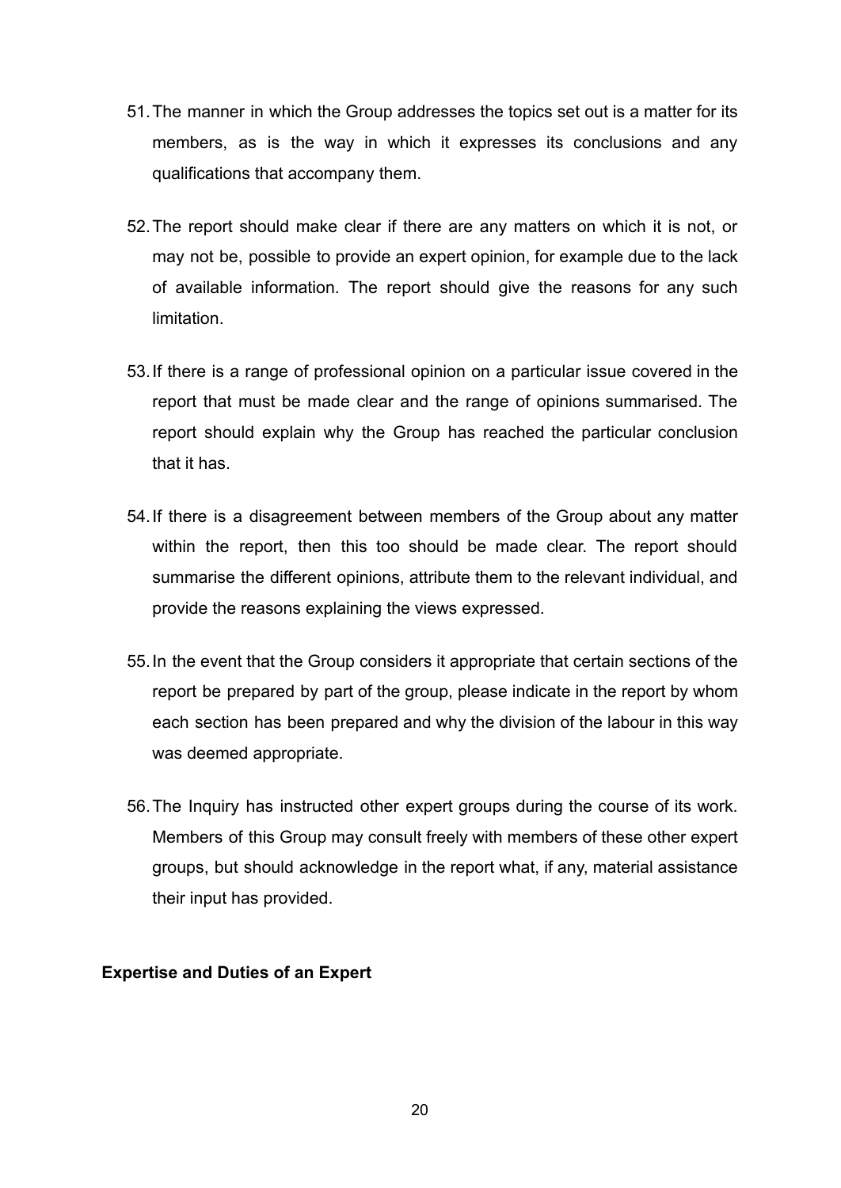51. The manner in which the Group addresses the topics set out is a matter for its members, as is the way in which it expresses its conclusions and any qualifications that accompany them.

52. The report should make clear if there are any matters on which it is not, or may not be, possible to provide an expert opinion, for example due to the lack of available information. The report should give the reasons for any such limitation.

53. If there is a range of professional opinion on a particular issue covered in the report that must be made clear and the range of opinions summarised. The report should explain why the Group has reached the particular conclusion that it has.

54. If there is a disagreement between members of the Group about any matter within the report, then this too should be made clear. The report should summarise the different opinions, attribute them to the relevant individual, and provide the reasons explaining the views expressed.

55. In the event that the Group considers it appropriate that certain sections of the report be prepared by part of the group, please indicate in the report by whom each section has been prepared and why the division of the labour in this way was deemed appropriate.

56. The Inquiry has instructed other expert groups during the course of its work. Members of this Group may consult freely with members of these other expert groups, but should acknowledge in the report what, if any, material assistance their input has provided.

**Expertise and Duties of an Expert**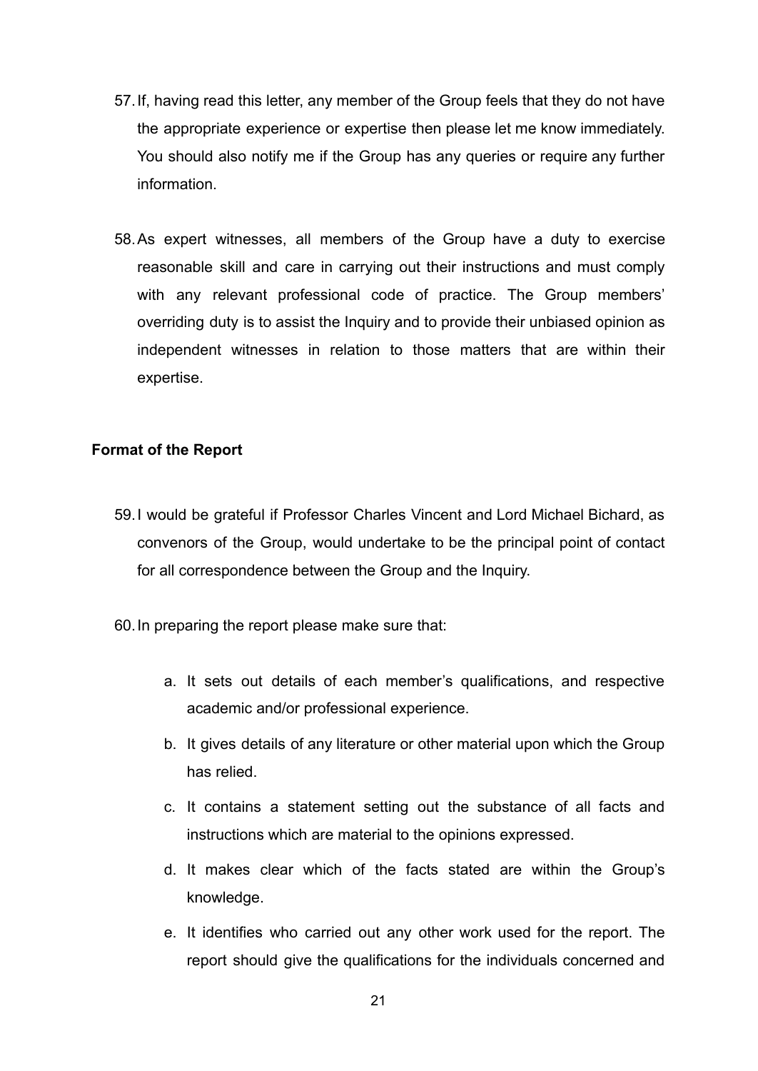57. If, having read this letter, any member of the Group feels that they do not have the appropriate experience or expertise then please let me know immediately. You should also notify me if the Group has any queries or require any further information.

58. As expert witnesses, all members of the Group have a duty to exercise reasonable skill and care in carrying out their instructions and must comply with any relevant professional code of practice. The Group members' overriding duty is to assist the Inquiry and to provide their unbiased opinion as independent witnesses in relation to those matters that are within their expertise.

**Format of the Report**

59. I would be grateful if Professor Charles Vincent and Lord Michael Bichard, as convenors of the Group, would undertake to be the principal point of contact for all correspondence between the Group and the Inquiry.

60. In preparing the report please make sure that:

    a. It sets out details of each member's qualifications, and respective academic and/or professional experience.

    b. It gives details of any literature or other material upon which the Group has relied.

    c. It contains a statement setting out the substance of all facts and instructions which are material to the opinions expressed.

    d. It makes clear which of the facts stated are within the Group's knowledge.

    e. It identifies who carried out any other work used for the report. The report should give the qualifications for the individuals concerned and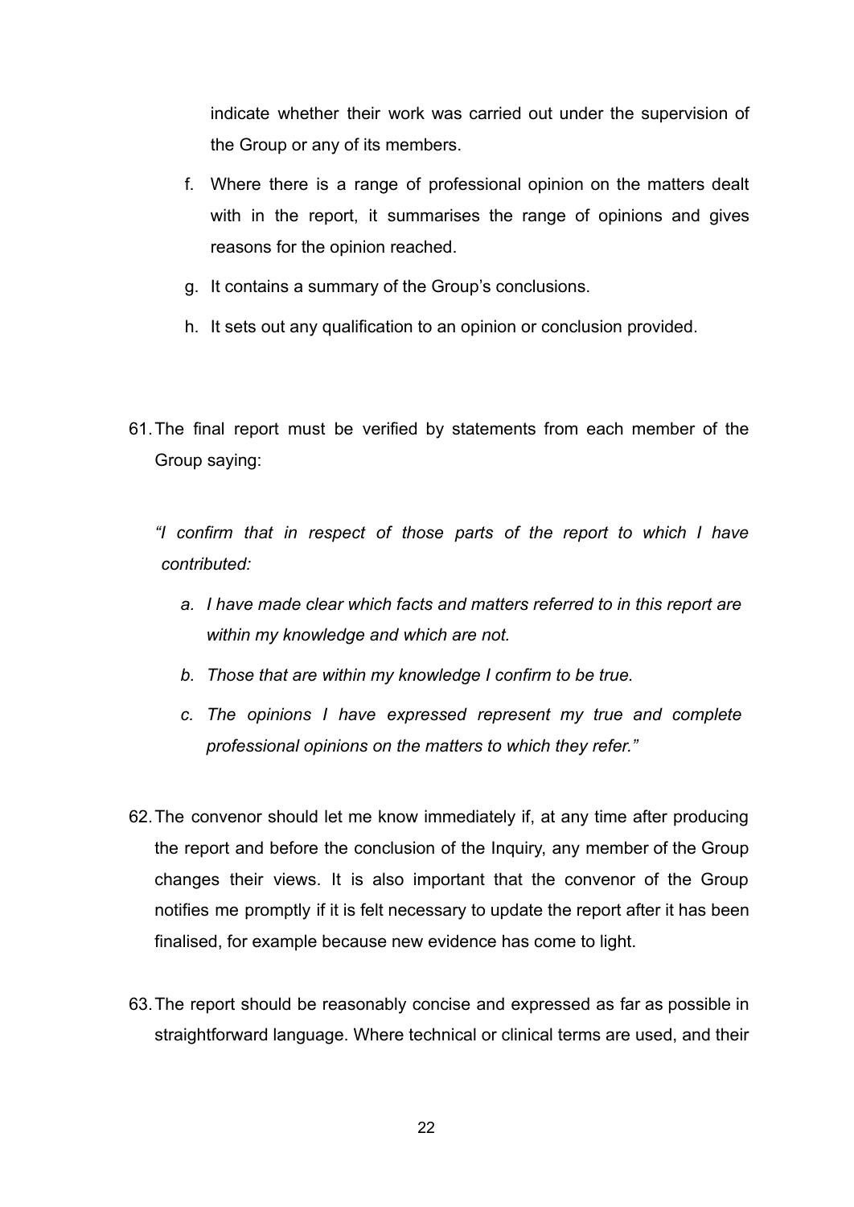indicate whether their work was carried out under the supervision of the Group or any of its members.

f. Where there is a range of professional opinion on the matters dealt with in the report, it summarises the range of opinions and gives reasons for the opinion reached.

g. It contains a summary of the Group's conclusions.

h. It sets out any qualification to an opinion or conclusion provided.

61. The final report must be verified by statements from each member of the Group saying:

*"I confirm that in respect of those parts of the report to which I have contributed:*

*a. I have made clear which facts and matters referred to in this report are within my knowledge and which are not.*

*b. Those that are within my knowledge I confirm to be true.*

*c. The opinions I have expressed represent my true and complete professional opinions on the matters to which they refer."*

62. The convenor should let me know immediately if, at any time after producing the report and before the conclusion of the Inquiry, any member of the Group changes their views. It is also important that the convenor of the Group notifies me promptly if it is felt necessary to update the report after it has been finalised, for example because new evidence has come to light.

63. The report should be reasonably concise and expressed as far as possible in straightforward language. Where technical or clinical terms are used, and their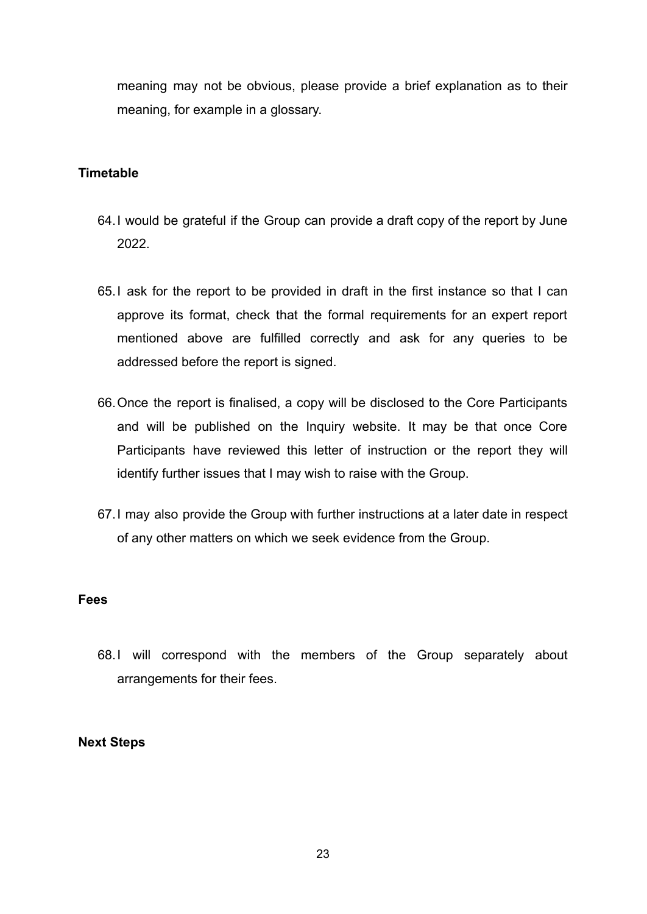meaning may not be obvious, please provide a brief explanation as to their meaning, for example in a glossary.

**Timetable**

64. I would be grateful if the Group can provide a draft copy of the report by June 2022.

65. I ask for the report to be provided in draft in the first instance so that I can approve its format, check that the formal requirements for an expert report mentioned above are fulfilled correctly and ask for any queries to be addressed before the report is signed.

66. Once the report is finalised, a copy will be disclosed to the Core Participants and will be published on the Inquiry website. It may be that once Core Participants have reviewed this letter of instruction or the report they will identify further issues that I may wish to raise with the Group.

67. I may also provide the Group with further instructions at a later date in respect of any other matters on which we seek evidence from the Group.

**Fees**

68. I will correspond with the members of the Group separately about arrangements for their fees.

**Next Steps**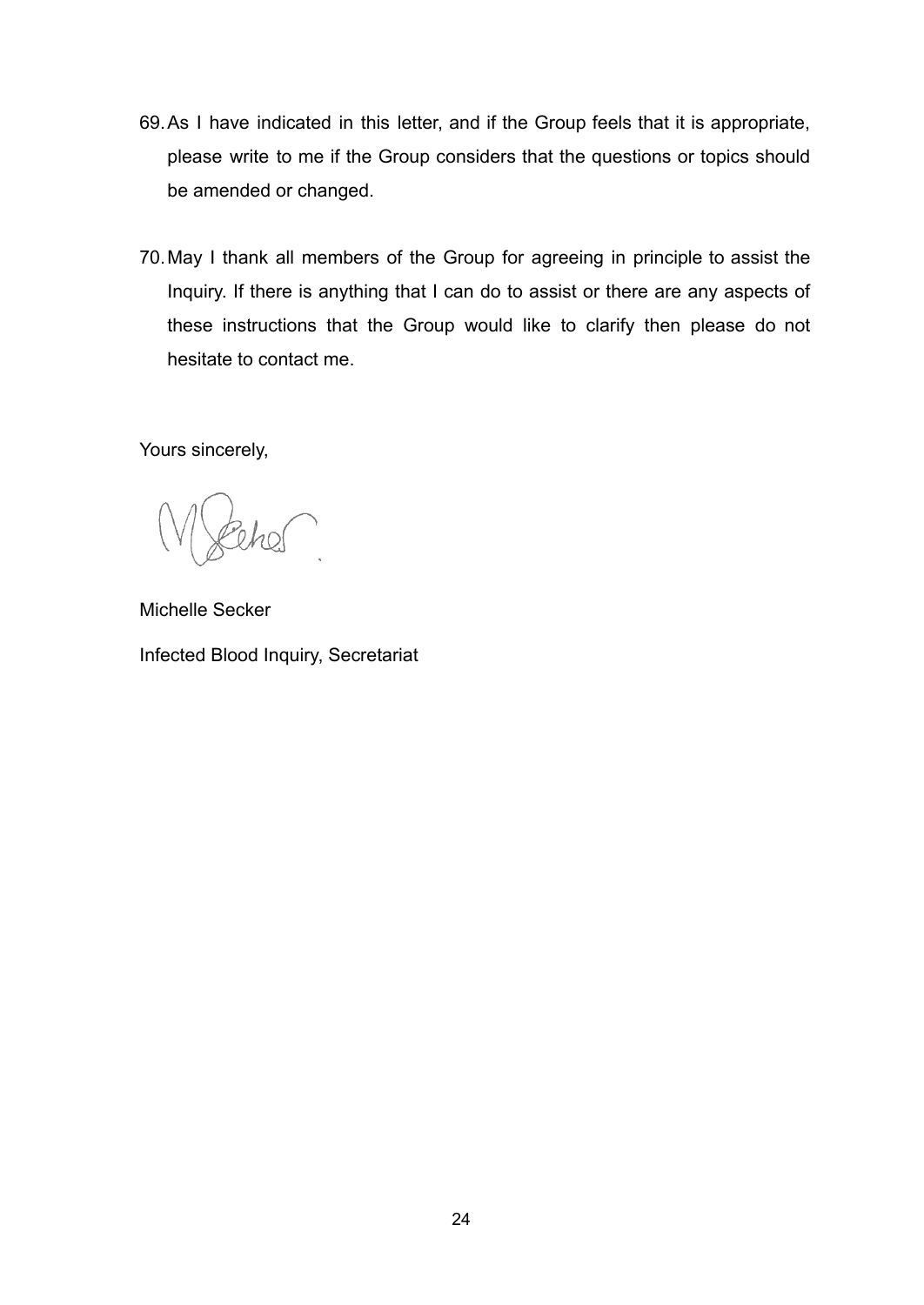69. As I have indicated in this letter, and if the Group feels that it is appropriate, please write to me if the Group considers that the questions or topics should be amended or changed.

70. May I thank all members of the Group for agreeing in principle to assist the Inquiry. If there is anything that I can do to assist or there are any aspects of these instructions that the Group would like to clarify then please do not hesitate to contact me.

Yours sincerely,

Michelle Secker

Infected Blood Inquiry, Secretariat